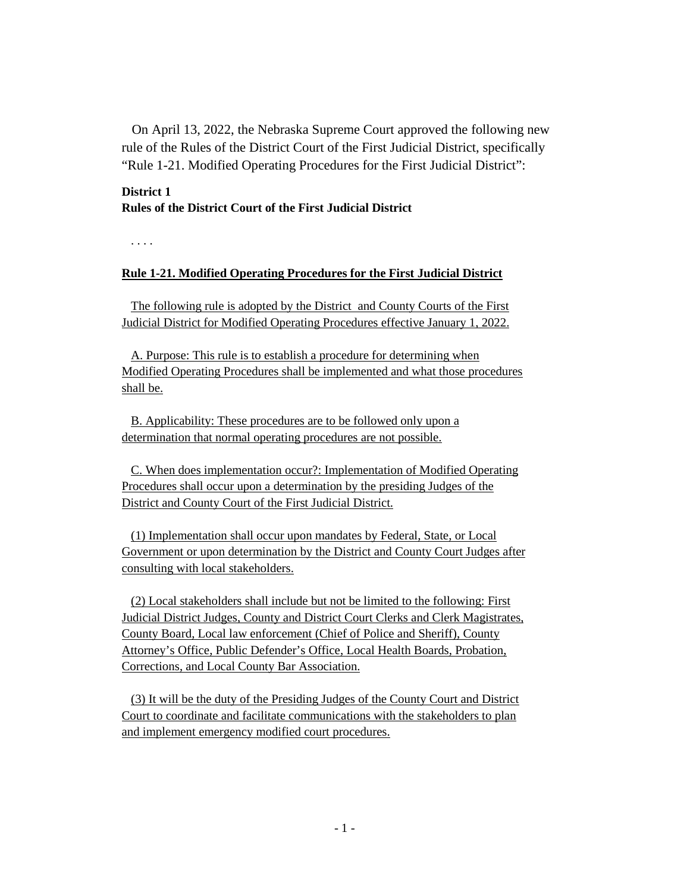On April 13, 2022, the Nebraska Supreme Court approved the following new rule of the Rules of the District Court of the First Judicial District, specifically "Rule 1-21. Modified Operating Procedures for the First Judicial District":

**District 1**
**Rules of the District Court of the First Judicial District**

. . . .

**Rule 1-21. Modified Operating Procedures for the First Judicial District**

The following rule is adopted by the District and County Courts of the First Judicial District for Modified Operating Procedures effective January 1, 2022.

A. Purpose: This rule is to establish a procedure for determining when Modified Operating Procedures shall be implemented and what those procedures shall be.

B. Applicability: These procedures are to be followed only upon a determination that normal operating procedures are not possible.

C. When does implementation occur?: Implementation of Modified Operating Procedures shall occur upon a determination by the presiding Judges of the District and County Court of the First Judicial District.

(1) Implementation shall occur upon mandates by Federal, State, or Local Government or upon determination by the District and County Court Judges after consulting with local stakeholders.

(2) Local stakeholders shall include but not be limited to the following: First Judicial District Judges, County and District Court Clerks and Clerk Magistrates, County Board, Local law enforcement (Chief of Police and Sheriff), County Attorney's Office, Public Defender's Office, Local Health Boards, Probation, Corrections, and Local County Bar Association.

(3) It will be the duty of the Presiding Judges of the County Court and District Court to coordinate and facilitate communications with the stakeholders to plan and implement emergency modified court procedures.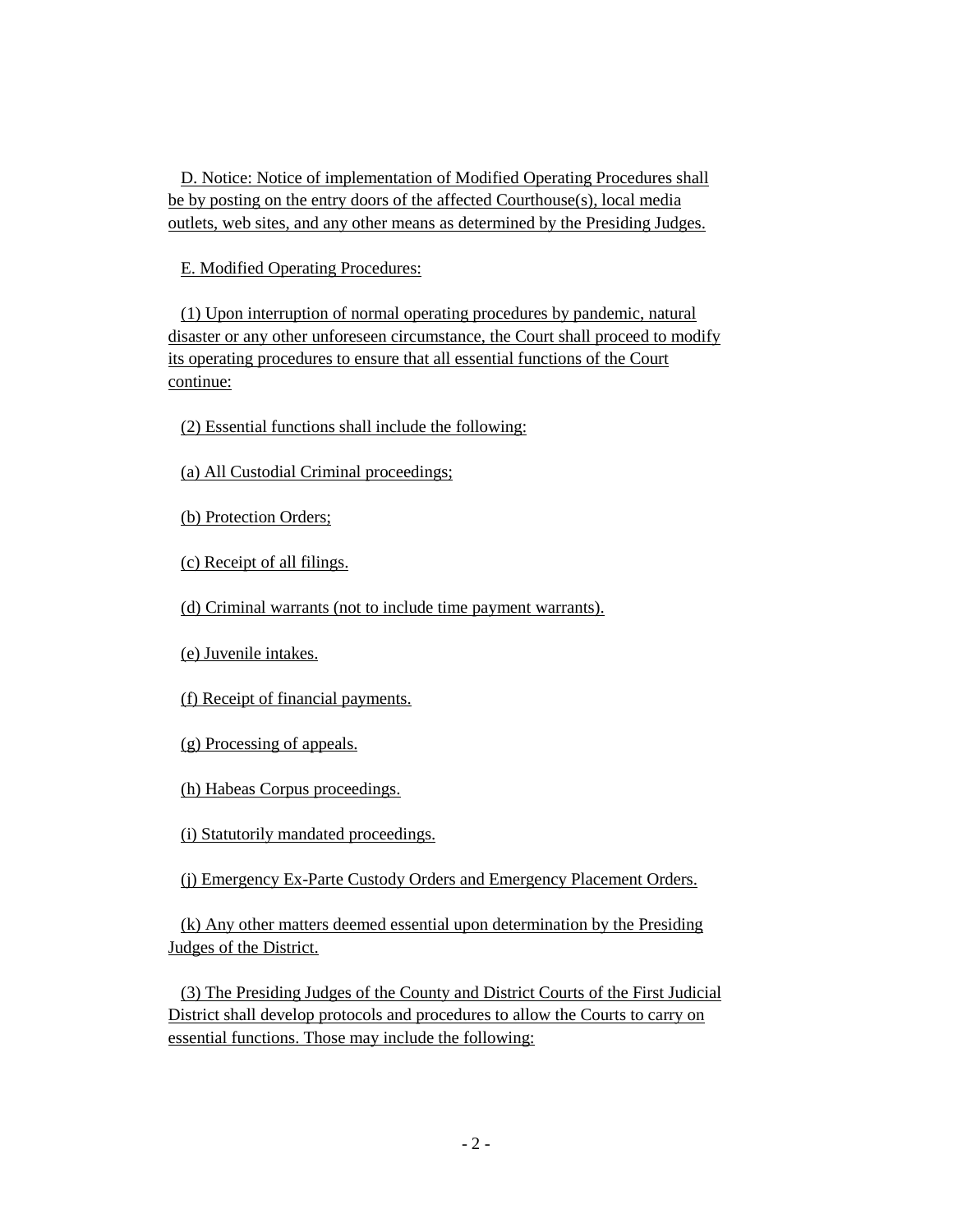D. Notice: Notice of implementation of Modified Operating Procedures shall be by posting on the entry doors of the affected Courthouse(s), local media outlets, web sites, and any other means as determined by the Presiding Judges.

E. Modified Operating Procedures:

(1) Upon interruption of normal operating procedures by pandemic, natural disaster or any other unforeseen circumstance, the Court shall proceed to modify its operating procedures to ensure that all essential functions of the Court continue:

(2) Essential functions shall include the following:

(a) All Custodial Criminal proceedings;

(b) Protection Orders;

(c) Receipt of all filings.

(d) Criminal warrants (not to include time payment warrants).

(e) Juvenile intakes.

(f) Receipt of financial payments.

(g) Processing of appeals.

(h) Habeas Corpus proceedings.

(i) Statutorily mandated proceedings.

(j) Emergency Ex-Parte Custody Orders and Emergency Placement Orders.

(k) Any other matters deemed essential upon determination by the Presiding Judges of the District.

(3) The Presiding Judges of the County and District Courts of the First Judicial District shall develop protocols and procedures to allow the Courts to carry on essential functions. Those may include the following: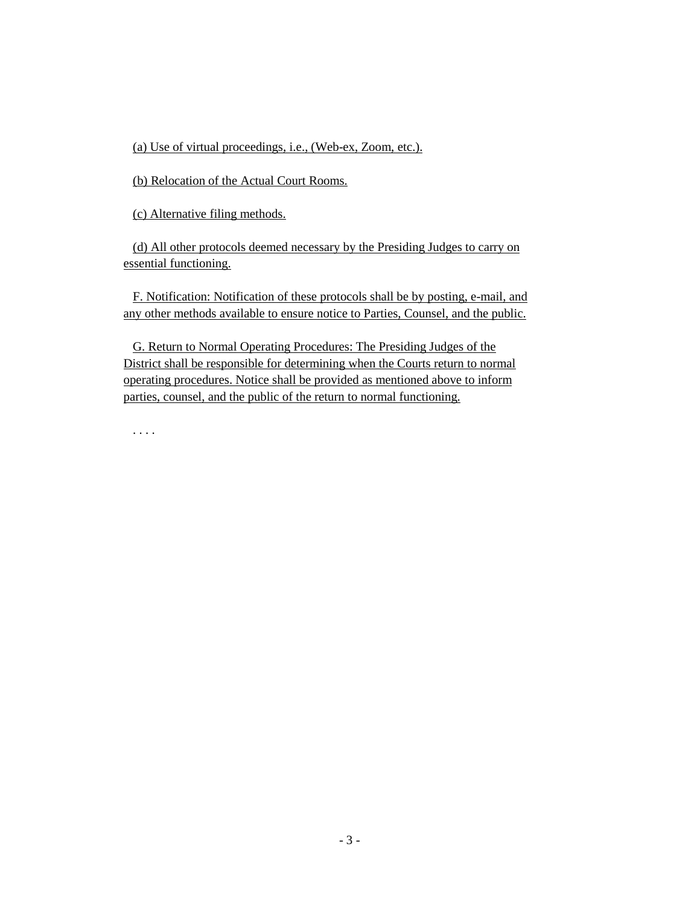(a) Use of virtual proceedings, i.e., (Web-ex, Zoom, etc.).

(b) Relocation of the Actual Court Rooms.

(c) Alternative filing methods.

(d) All other protocols deemed necessary by the Presiding Judges to carry on essential functioning.

F. Notification: Notification of these protocols shall be by posting, e-mail, and any other methods available to ensure notice to Parties, Counsel, and the public.

G. Return to Normal Operating Procedures: The Presiding Judges of the District shall be responsible for determining when the Courts return to normal operating procedures. Notice shall be provided as mentioned above to inform parties, counsel, and the public of the return to normal functioning.

. . . .